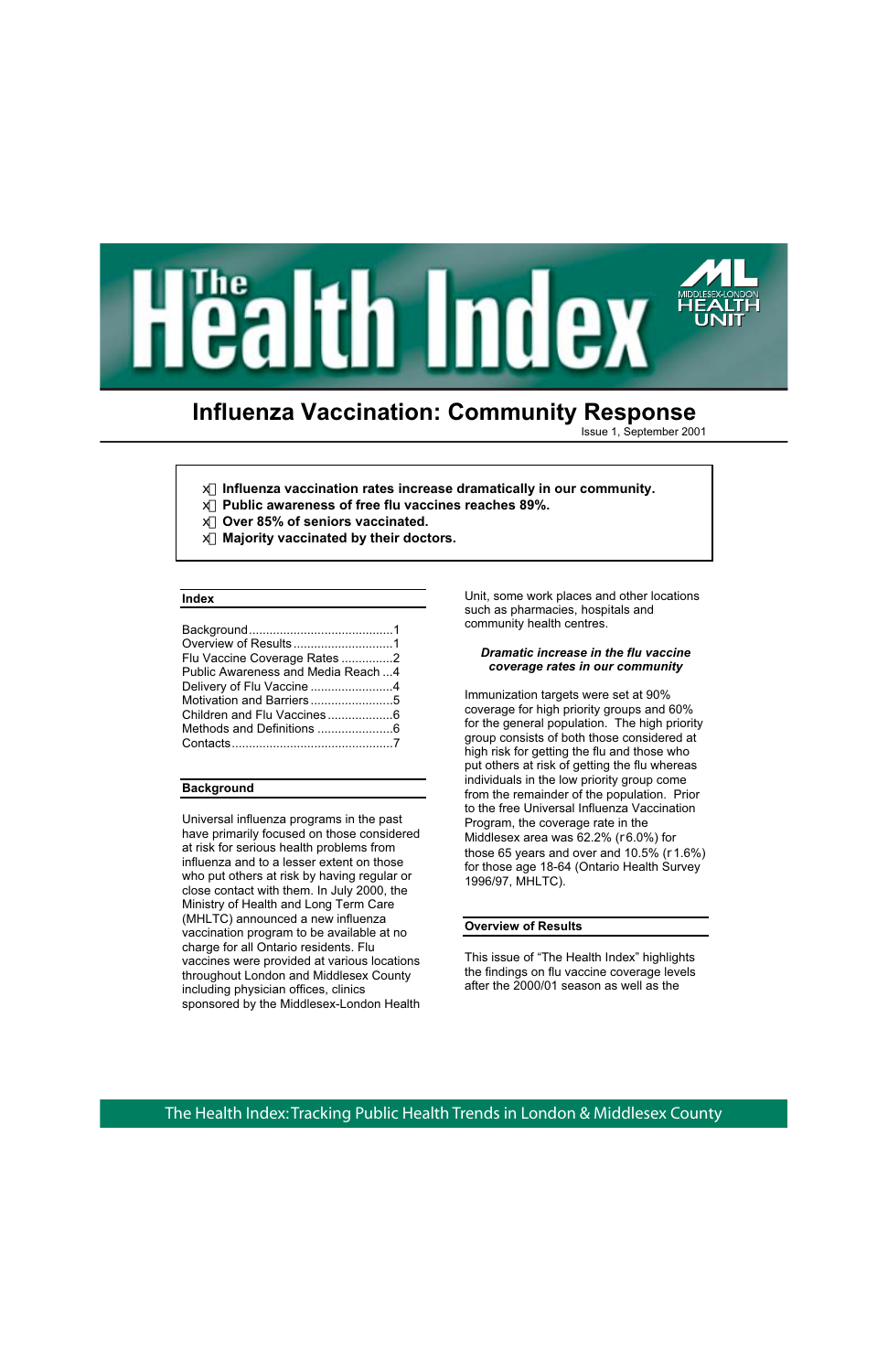# The Health Index

MIDDLESEX-LONDON HEALTH UNIT

## Influenza Vaccination: Community Response

Issue 1, September 2001

- **Influenza vaccination rates increase dramatically in our community.**
- **Public awareness of free flu vaccines reaches 89%.**
- **Over 85% of seniors vaccinated.**
- **Majority vaccinated by their doctors.**

### Index

Background .......... 1
Overview of Results .......... 1
Flu Vaccine Coverage Rates .......... 2
Public Awareness and Media Reach .......... 4
Delivery of Flu Vaccine .......... 4
Motivation and Barriers .......... 5
Children and Flu Vaccines .......... 6
Methods and Definitions .......... 6
Contacts .......... 7

### Background

Universal influenza programs in the past have primarily focused on those considered at risk for serious health problems from influenza and to a lesser extent on those who put others at risk by having regular or close contact with them. In July 2000, the Ministry of Health and Long Term Care (MHLTC) announced a new influenza vaccination program to be available at no charge for all Ontario residents. Flu vaccines were provided at various locations throughout London and Middlesex County including physician offices, clinics sponsored by the Middlesex-London Health Unit, some work places and other locations such as pharmacies, hospitals and community health centres.

***Dramatic increase in the flu vaccine coverage rates in our community***

Immunization targets were set at 90% coverage for high priority groups and 60% for the general population. The high priority group consists of both those considered at high risk for getting the flu and those who put others at risk of getting the flu whereas individuals in the low priority group come from the remainder of the population. Prior to the free Universal Influenza Vaccination Program, the coverage rate in the Middlesex area was 62.2% (±6.0%) for those 65 years and over and 10.5% (±1.6%) for those age 18-64 (Ontario Health Survey 1996/97, MHLTC).

### Overview of Results

This issue of "The Health Index" highlights the findings on flu vaccine coverage levels after the 2000/01 season as well as the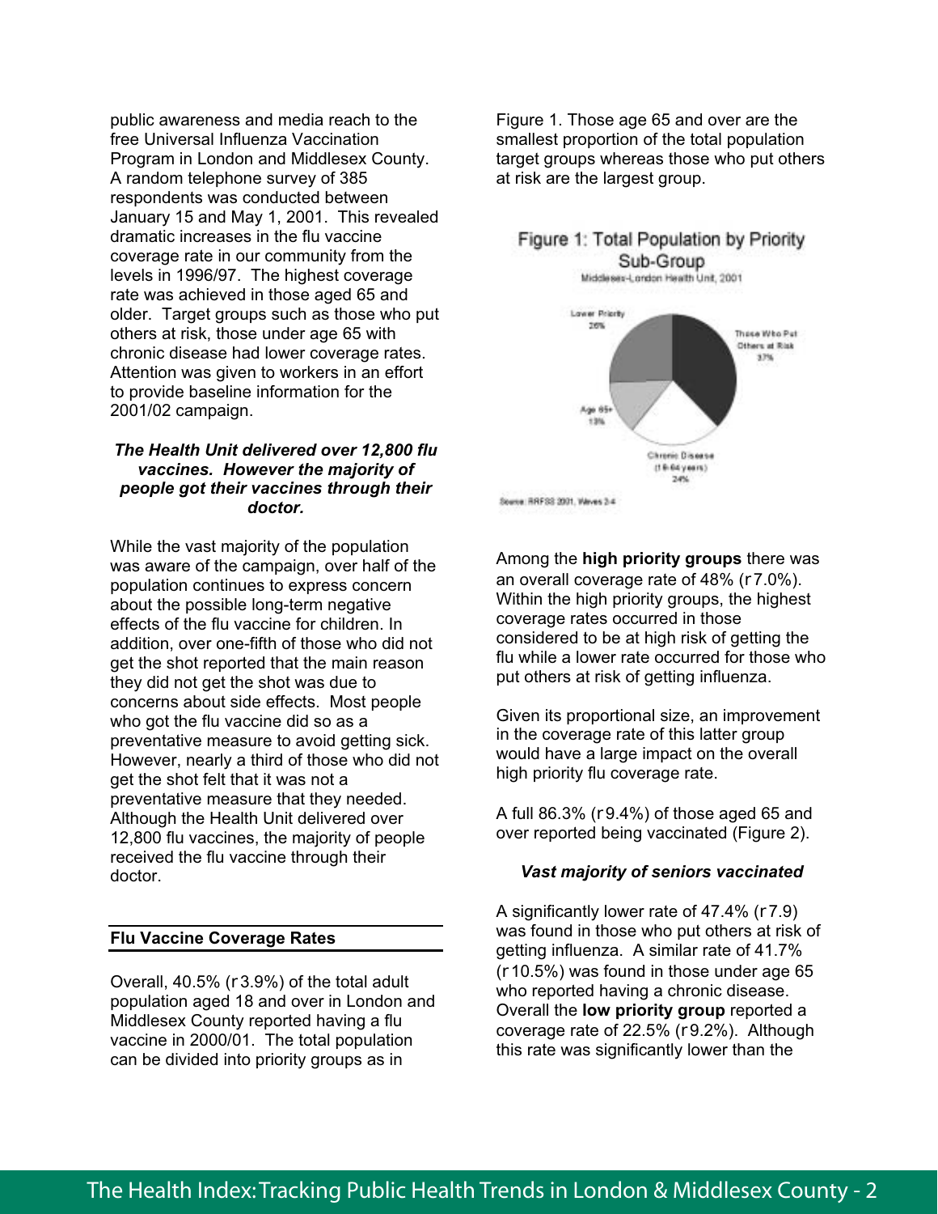public awareness and media reach to the free Universal Influenza Vaccination Program in London and Middlesex County. A random telephone survey of 385 respondents was conducted between January 15 and May 1, 2001. This revealed dramatic increases in the flu vaccine coverage rate in our community from the levels in 1996/97. The highest coverage rate was achieved in those aged 65 and older. Target groups such as those who put others at risk, those under age 65 with chronic disease had lower coverage rates. Attention was given to workers in an effort to provide baseline information for the 2001/02 campaign.

***The Health Unit delivered over 12,800 flu vaccines. However the majority of people got their vaccines through their doctor.***

While the vast majority of the population was aware of the campaign, over half of the population continues to express concern about the possible long-term negative effects of the flu vaccine for children. In addition, over one-fifth of those who did not get the shot reported that the main reason they did not get the shot was due to concerns about side effects. Most people who got the flu vaccine did so as a preventative measure to avoid getting sick. However, nearly a third of those who did not get the shot felt that it was not a preventative measure that they needed. Although the Health Unit delivered over 12,800 flu vaccines, the majority of people received the flu vaccine through their doctor.

## Flu Vaccine Coverage Rates

Overall, 40.5% (r3.9%) of the total adult population aged 18 and over in London and Middlesex County reported having a flu vaccine in 2000/01. The total population can be divided into priority groups as in Figure 1. Those age 65 and over are the smallest proportion of the total population target groups whereas those who put others at risk are the largest group.

Figure 1: Total Population by Priority Sub-Group

Middlesex-London Health Unit, 2001

Lower Priority
26%

Those Who Put Others at Risk
37%

Age 65+
13%

Chronic Disease (18-64 years)
24%

Source: RRFSS 2001, Waves 2-4

Among the **high priority groups** there was an overall coverage rate of 48% (r7.0%). Within the high priority groups, the highest coverage rates occurred in those considered to be at high risk of getting the flu while a lower rate occurred for those who put others at risk of getting influenza.

Given its proportional size, an improvement in the coverage rate of this latter group would have a large impact on the overall high priority flu coverage rate.

A full 86.3% (r9.4%) of those aged 65 and over reported being vaccinated (Figure 2).

***Vast majority of seniors vaccinated***

A significantly lower rate of 47.4% (r7.9) was found in those who put others at risk of getting influenza. A similar rate of 41.7% (r10.5%) was found in those under age 65 who reported having a chronic disease. Overall the **low priority group** reported a coverage rate of 22.5% (r9.2%). Although this rate was significantly lower than the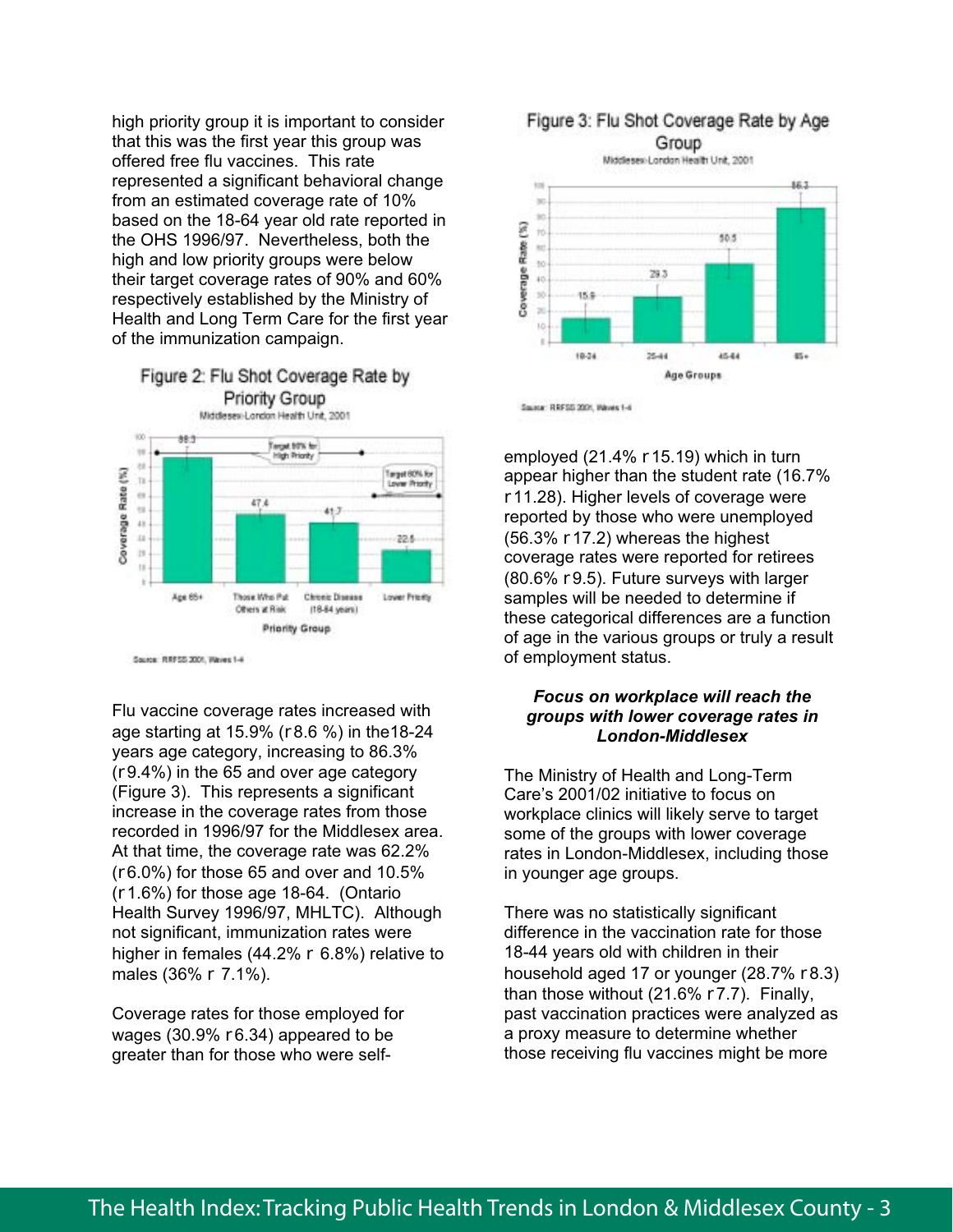high priority group it is important to consider that this was the first year this group was offered free flu vaccines. This rate represented a significant behavioral change from an estimated coverage rate of 10% based on the 18-64 year old rate reported in the OHS 1996/97. Nevertheless, both the high and low priority groups were below their target coverage rates of 90% and 60% respectively established by the Ministry of Health and Long Term Care for the first year of the immunization campaign.

**Figure 2: Flu Shot Coverage Rate by Priority Group**

Middlesex-London Health Unit, 2001

Target 90% for High Priority

Target 60% for Lower Priority

88.3

47.4

41.7

22.5

Coverage Rate (%)

Age 65+

Those Who Put Others at Risk

Chronic Disease (18-64 years)

Lower Priority

Priority Group

Source: RRFSS 2001, Waves 1-4

Flu vaccine coverage rates increased with age starting at 15.9% (r8.6 %) in the18-24 years age category, increasing to 86.3% (r9.4%) in the 65 and over age category (Figure 3). This represents a significant increase in the coverage rates from those recorded in 1996/97 for the Middlesex area. At that time, the coverage rate was 62.2% (r6.0%) for those 65 and over and 10.5% (r1.6%) for those age 18-64. (Ontario Health Survey 1996/97, MHLTC). Although not significant, immunization rates were higher in females (44.2% r 6.8%) relative to males (36% r 7.1%).

Coverage rates for those employed for wages (30.9% r6.34) appeared to be greater than for those who were self-

**Figure 3: Flu Shot Coverage Rate by Age Group**

Middlesex-London Health Unit, 2001

15.9

29.3

50.5

86.3

Coverage Rate (%)

18-24

25-44

45-64

65+

Age Groups

Source: RRFSS 2001, Waves 1-4

employed (21.4% r15.19) which in turn appear higher than the student rate (16.7% r11.28). Higher levels of coverage were reported by those who were unemployed (56.3% r17.2) whereas the highest coverage rates were reported for retirees (80.6% r9.5). Future surveys with larger samples will be needed to determine if these categorical differences are a function of age in the various groups or truly a result of employment status.

***Focus on workplace will reach the groups with lower coverage rates in London-Middlesex***

The Ministry of Health and Long-Term Care's 2001/02 initiative to focus on workplace clinics will likely serve to target some of the groups with lower coverage rates in London-Middlesex, including those in younger age groups.

There was no statistically significant difference in the vaccination rate for those 18-44 years old with children in their household aged 17 or younger (28.7% r8.3) than those without (21.6% r7.7). Finally, past vaccination practices were analyzed as a proxy measure to determine whether those receiving flu vaccines might be more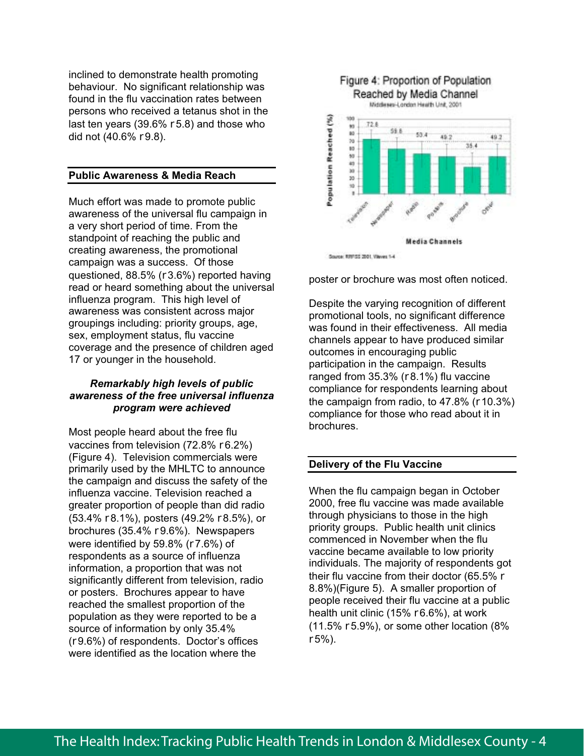inclined to demonstrate health promoting behaviour. No significant relationship was found in the flu vaccination rates between persons who received a tetanus shot in the last ten years (39.6% ±5.8) and those who did not (40.6% ±9.8).

## Public Awareness & Media Reach

Much effort was made to promote public awareness of the universal flu campaign in a very short period of time. From the standpoint of reaching the public and creating awareness, the promotional campaign was a success. Of those questioned, 88.5% (±3.6%) reported having read or heard something about the universal influenza program. This high level of awareness was consistent across major groupings including: priority groups, age, sex, employment status, flu vaccine coverage and the presence of children aged 17 or younger in the household.

***Remarkably high levels of public awareness of the free universal influenza program were achieved***

Most people heard about the free flu vaccines from television (72.8% ±6.2%) (Figure 4). Television commercials were primarily used by the MHLTC to announce the campaign and discuss the safety of the influenza vaccine. Television reached a greater proportion of people than did radio (53.4% ±8.1%), posters (49.2% ±8.5%), or brochures (35.4% ±9.6%). Newspapers were identified by 59.8% (±7.6%) of respondents as a source of influenza information, a proportion that was not significantly different from television, radio or posters. Brochures appear to have reached the smallest proportion of the population as they were reported to be a source of information by only 35.4% (±9.6%) of respondents. Doctor's offices were identified as the location where the poster or brochure was most often noticed.

Figure 4: Proportion of Population Reached by Media Channel

Middlesex-London Health Unit, 2001

Population Reached (%)

100
90
80
70
60
50
40
30
20
10
0

72.8
59.8
53.4
49.2
35.4
49.2

Television
Newspaper
Radio
Posters
Brochure
Other

Media Channels

Source: RRFSS 2001, Waves 1-4

Despite the varying recognition of different promotional tools, no significant difference was found in their effectiveness. All media channels appear to have produced similar outcomes in encouraging public participation in the campaign. Results ranged from 35.3% (±8.1%) flu vaccine compliance for respondents learning about the campaign from radio, to 47.8% (±10.3%) compliance for those who read about it in brochures.

## Delivery of the Flu Vaccine

When the flu campaign began in October 2000, free flu vaccine was made available through physicians to those in the high priority groups. Public health unit clinics commenced in November when the flu vaccine became available to low priority individuals. The majority of respondents got their flu vaccine from their doctor (65.5% ±8.8%)(Figure 5). A smaller proportion of people received their flu vaccine at a public health unit clinic (15% ±6.6%), at work (11.5% ±5.9%), or some other location (8% ±5%).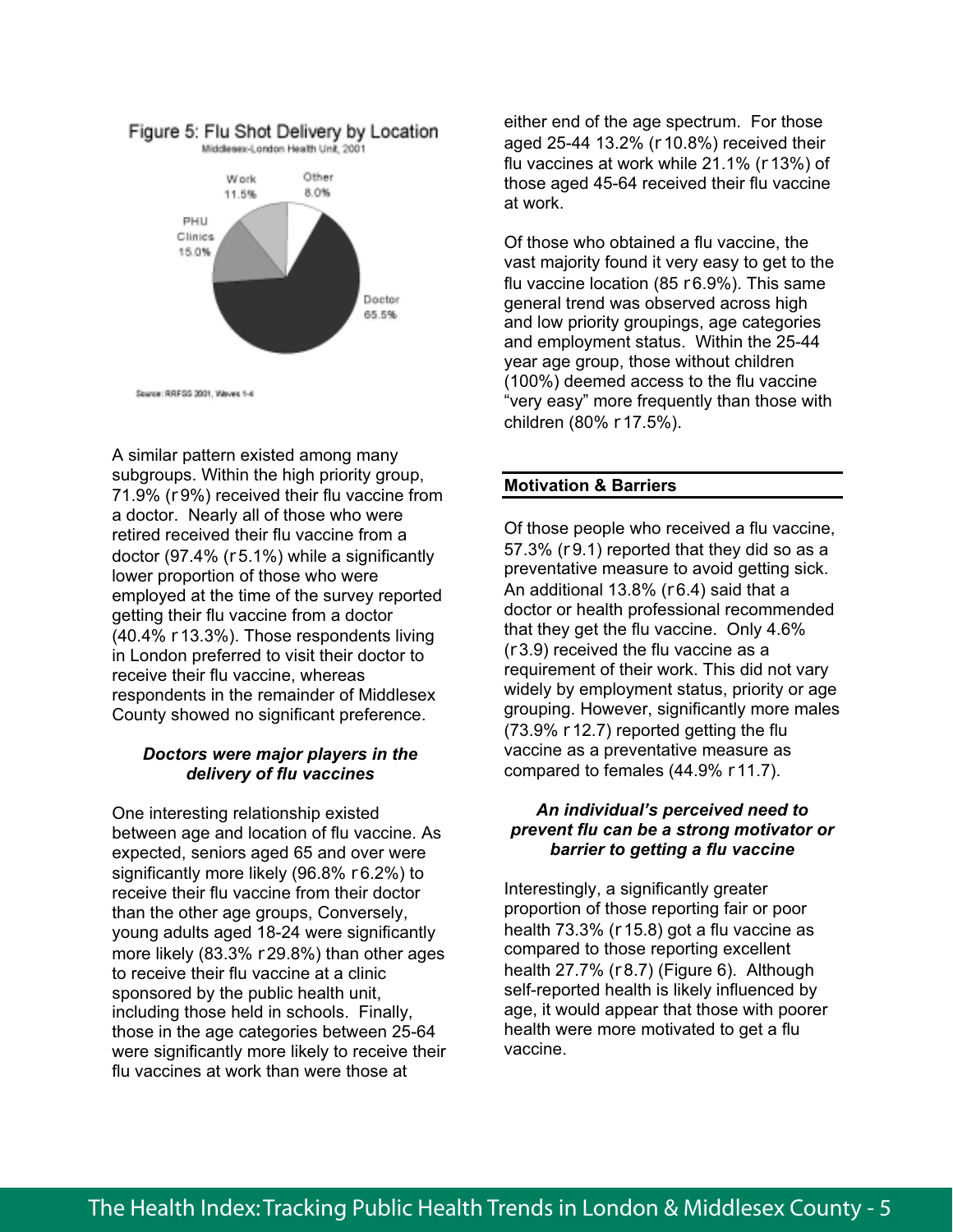Figure 5: Flu Shot Delivery by Location

Middlesex-London Health Unit, 2001

Work 11.5%

Other 8.0%

PHU Clinics 15.0%

Doctor 65.5%

Source: RRFSS 2001, Waves 1-4

A similar pattern existed among many subgroups. Within the high priority group, 71.9% (r 9%) received their flu vaccine from a doctor. Nearly all of those who were retired received their flu vaccine from a doctor (97.4% (r 5.1%) while a significantly lower proportion of those who were employed at the time of the survey reported getting their flu vaccine from a doctor (40.4% r 13.3%). Those respondents living in London preferred to visit their doctor to receive their flu vaccine, whereas respondents in the remainder of Middlesex County showed no significant preference.

***Doctors were major players in the delivery of flu vaccines***

One interesting relationship existed between age and location of flu vaccine. As expected, seniors aged 65 and over were significantly more likely (96.8% r 6.2%) to receive their flu vaccine from their doctor than the other age groups, Conversely, young adults aged 18-24 were significantly more likely (83.3% r 29.8%) than other ages to receive their flu vaccine at a clinic sponsored by the public health unit, including those held in schools. Finally, those in the age categories between 25-64 were significantly more likely to receive their flu vaccines at work than were those at either end of the age spectrum. For those aged 25-44 13.2% (r 10.8%) received their flu vaccines at work while 21.1% (r 13%) of those aged 45-64 received their flu vaccine at work.

Of those who obtained a flu vaccine, the vast majority found it very easy to get to the flu vaccine location (85 r 6.9%). This same general trend was observed across high and low priority groupings, age categories and employment status. Within the 25-44 year age group, those without children (100%) deemed access to the flu vaccine "very easy" more frequently than those with children (80% r 17.5%).

## Motivation & Barriers

Of those people who received a flu vaccine, 57.3% (r 9.1) reported that they did so as a preventative measure to avoid getting sick. An additional 13.8% (r 6.4) said that a doctor or health professional recommended that they get the flu vaccine. Only 4.6% (r 3.9) received the flu vaccine as a requirement of their work. This did not vary widely by employment status, priority or age grouping. However, significantly more males (73.9% r 12.7) reported getting the flu vaccine as a preventative measure as compared to females (44.9% r 11.7).

***An individual's perceived need to prevent flu can be a strong motivator or barrier to getting a flu vaccine***

Interestingly, a significantly greater proportion of those reporting fair or poor health 73.3% (r 15.8) got a flu vaccine as compared to those reporting excellent health 27.7% (r 8.7) (Figure 6). Although self-reported health is likely influenced by age, it would appear that those with poorer health were more motivated to get a flu vaccine.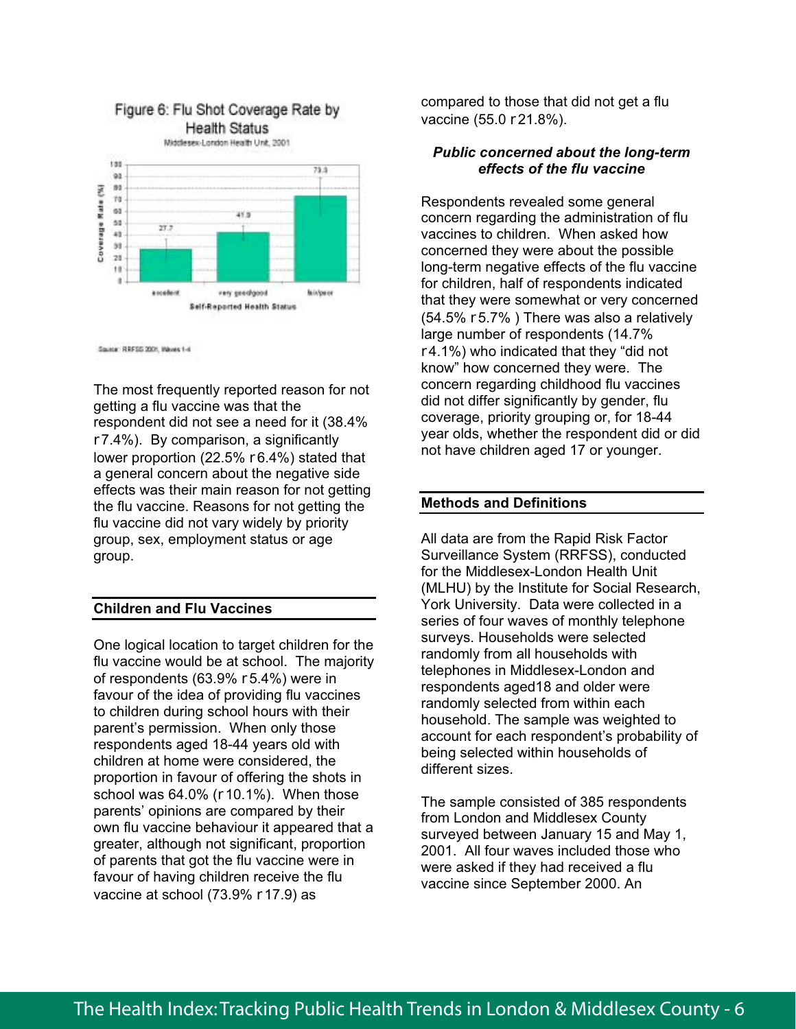Figure 6: Flu Shot Coverage Rate by Health Status

Middlesex-London Health Unit, 2001

100
90
80
70
60
50
40
30
20
10
0

Coverage Rate (%)

27.7
41.9
73.3

excellent
very good/good
fair/poor

Self-Reported Health Status

Source: RRFSS 2001, Waves 1-4

The most frequently reported reason for not getting a flu vaccine was that the respondent did not see a need for it (38.4% r7.4%). By comparison, a significantly lower proportion (22.5% r6.4%) stated that a general concern about the negative side effects was their main reason for not getting the flu vaccine. Reasons for not getting the flu vaccine did not vary widely by priority group, sex, employment status or age group.

## Children and Flu Vaccines

One logical location to target children for the flu vaccine would be at school. The majority of respondents (63.9% r5.4%) were in favour of the idea of providing flu vaccines to children during school hours with their parent's permission. When only those respondents aged 18-44 years old with children at home were considered, the proportion in favour of offering the shots in school was 64.0% (r10.1%). When those parents' opinions are compared by their own flu vaccine behaviour it appeared that a greater, although not significant, proportion of parents that got the flu vaccine were in favour of having children receive the flu vaccine at school (73.9% r17.9) as compared to those that did not get a flu vaccine (55.0 r21.8%).

### *Public concerned about the long-term effects of the flu vaccine*

Respondents revealed some general concern regarding the administration of flu vaccines to children. When asked how concerned they were about the possible long-term negative effects of the flu vaccine for children, half of respondents indicated that they were somewhat or very concerned (54.5% r5.7% ) There was also a relatively large number of respondents (14.7% r4.1%) who indicated that they "did not know" how concerned they were. The concern regarding childhood flu vaccines did not differ significantly by gender, flu coverage, priority grouping or, for 18-44 year olds, whether the respondent did or did not have children aged 17 or younger.

## Methods and Definitions

All data are from the Rapid Risk Factor Surveillance System (RRFSS), conducted for the Middlesex-London Health Unit (MLHU) by the Institute for Social Research, York University. Data were collected in a series of four waves of monthly telephone surveys. Households were selected randomly from all households with telephones in Middlesex-London and respondents aged18 and older were randomly selected from within each household. The sample was weighted to account for each respondent's probability of being selected within households of different sizes.

The sample consisted of 385 respondents from London and Middlesex County surveyed between January 15 and May 1, 2001. All four waves included those who were asked if they had received a flu vaccine since September 2000. An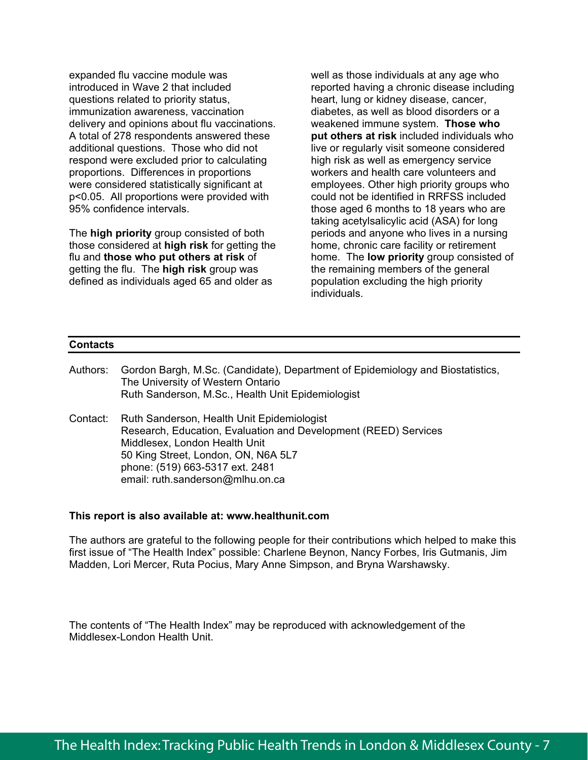expanded flu vaccine module was introduced in Wave 2 that included questions related to priority status, immunization awareness, vaccination delivery and opinions about flu vaccinations. A total of 278 respondents answered these additional questions. Those who did not respond were excluded prior to calculating proportions. Differences in proportions were considered statistically significant at $p<0.05$. All proportions were provided with 95% confidence intervals.

The **high priority** group consisted of both those considered at **high risk** for getting the flu and **those who put others at risk** of getting the flu. The **high risk** group was defined as individuals aged 65 and older as well as those individuals at any age who reported having a chronic disease including heart, lung or kidney disease, cancer, diabetes, as well as blood disorders or a weakened immune system. **Those who put others at risk** included individuals who live or regularly visit someone considered high risk as well as emergency service workers and health care volunteers and employees. Other high priority groups who could not be identified in RRFSS included those aged 6 months to 18 years who are taking acetylsalicylic acid (ASA) for long periods and anyone who lives in a nursing home, chronic care facility or retirement home. The **low priority** group consisted of the remaining members of the general population excluding the high priority individuals.

## Contacts

Authors: Gordon Bargh, M.Sc. (Candidate), Department of Epidemiology and Biostatistics, The University of Western Ontario
Ruth Sanderson, M.Sc., Health Unit Epidemiologist

Contact: Ruth Sanderson, Health Unit Epidemiologist
Research, Education, Evaluation and Development (REED) Services
Middlesex, London Health Unit
50 King Street, London, ON, N6A 5L7
phone: (519) 663-5317 ext. 2481
email: ruth.sanderson@mlhu.on.ca

**This report is also available at: www.healthunit.com**

The authors are grateful to the following people for their contributions which helped to make this first issue of “The Health Index” possible: Charlene Beynon, Nancy Forbes, Iris Gutmanis, Jim Madden, Lori Mercer, Ruta Pocius, Mary Anne Simpson, and Bryna Warshawsky.

The contents of “The Health Index” may be reproduced with acknowledgement of the Middlesex-London Health Unit.